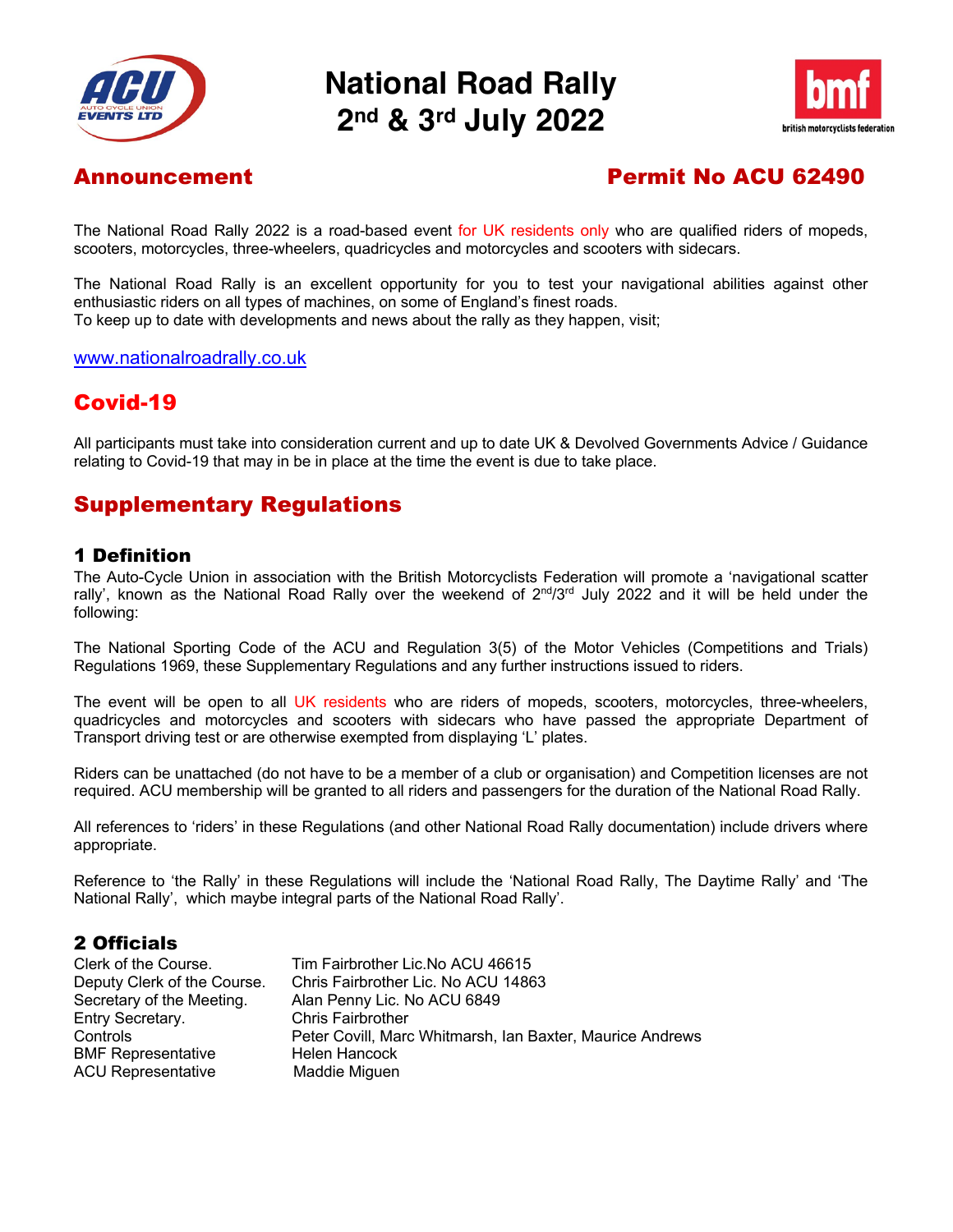# National Road Rally 2nd & 3rd July 2022

## Announcement

## Permit No ACU 62490

The National Road Rally 2022 is a road-based event for UK residents only who are qualified riders of mopeds, scooters, motorcycles, three-wheelers, quadricycles and motorcycles and scooters with sidecars.

The National Road Rally is an excellent opportunity for you to test your navigational abilities against other enthusiastic riders on all types of machines, on some of England's finest roads.
To keep up to date with developments and news about the rally as they happen, visit;

www.nationalroadrally.co.uk

## Covid-19

All participants must take into consideration current and up to date UK & Devolved Governments Advice / Guidance relating to Covid-19 that may in be in place at the time the event is due to take place.

## Supplementary Regulations

### 1 Definition

The Auto-Cycle Union in association with the British Motorcyclists Federation will promote a 'navigational scatter rally', known as the National Road Rally over the weekend of 2nd/3rd July 2022 and it will be held under the following:

The National Sporting Code of the ACU and Regulation 3(5) of the Motor Vehicles (Competitions and Trials) Regulations 1969, these Supplementary Regulations and any further instructions issued to riders.

The event will be open to all UK residents who are riders of mopeds, scooters, motorcycles, three-wheelers, quadricycles and motorcycles and scooters with sidecars who have passed the appropriate Department of Transport driving test or are otherwise exempted from displaying 'L' plates.

Riders can be unattached (do not have to be a member of a club or organisation) and Competition licenses are not required. ACU membership will be granted to all riders and passengers for the duration of the National Road Rally.

All references to 'riders' in these Regulations (and other National Road Rally documentation) include drivers where appropriate.

Reference to 'the Rally' in these Regulations will include the 'National Road Rally, The Daytime Rally' and 'The National Rally', which maybe integral parts of the National Road Rally'.

### 2 Officials

| | |
|---|---|
| Clerk of the Course. | Tim Fairbrother Lic.No ACU 46615 |
| Deputy Clerk of the Course. | Chris Fairbrother Lic. No ACU 14863 |
| Secretary of the Meeting. | Alan Penny Lic. No ACU 6849 |
| Entry Secretary. | Chris Fairbrother |
| Controls | Peter Covill, Marc Whitmarsh, Ian Baxter, Maurice Andrews |
| BMF Representative | Helen Hancock |
| ACU Representative | Maddie Miguen |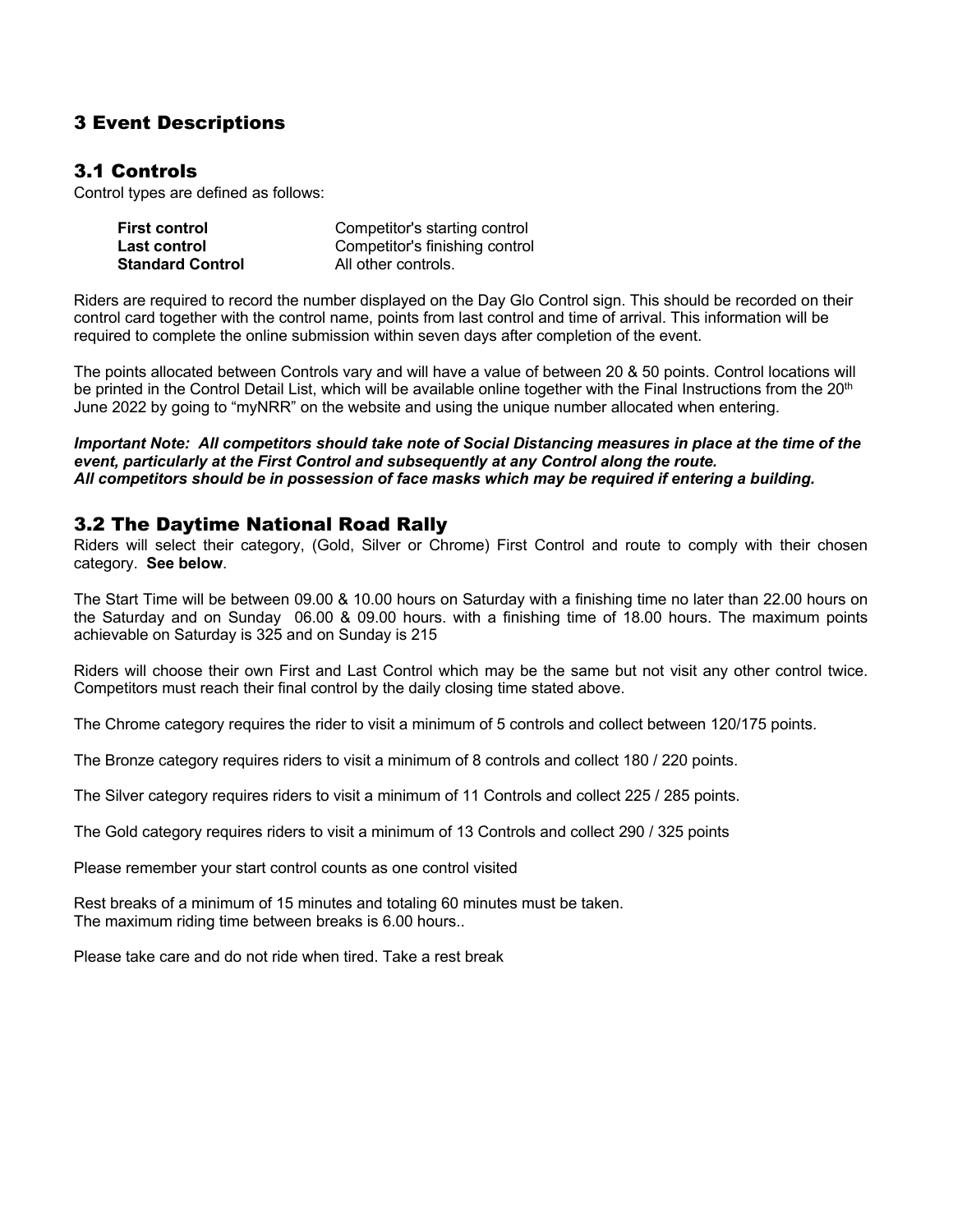# 3 Event Descriptions

## 3.1 Controls

Control types are defined as follows:

| | |
|---|---|
| **First control** | Competitor's starting control |
| **Last control** | Competitor's finishing control |
| **Standard Control** | All other controls. |

Riders are required to record the number displayed on the Day Glo Control sign. This should be recorded on their control card together with the control name, points from last control and time of arrival. This information will be required to complete the online submission within seven days after completion of the event.

The points allocated between Controls vary and will have a value of between 20 & 50 points. Control locations will be printed in the Control Detail List, which will be available online together with the Final Instructions from the 20th June 2022 by going to "myNRR" on the website and using the unique number allocated when entering.

***Important Note: All competitors should take note of Social Distancing measures in place at the time of the event, particularly at the First Control and subsequently at any Control along the route.***
***All competitors should be in possession of face masks which may be required if entering a building.***

## 3.2 The Daytime National Road Rally

Riders will select their category, (Gold, Silver or Chrome) First Control and route to comply with their chosen category. **See below**.

The Start Time will be between 09.00 & 10.00 hours on Saturday with a finishing time no later than 22.00 hours on the Saturday and on Sunday 06.00 & 09.00 hours. with a finishing time of 18.00 hours. The maximum points achievable on Saturday is 325 and on Sunday is 215

Riders will choose their own First and Last Control which may be the same but not visit any other control twice. Competitors must reach their final control by the daily closing time stated above.

The Chrome category requires the rider to visit a minimum of 5 controls and collect between 120/175 points.

The Bronze category requires riders to visit a minimum of 8 controls and collect 180 / 220 points.

The Silver category requires riders to visit a minimum of 11 Controls and collect 225 / 285 points.

The Gold category requires riders to visit a minimum of 13 Controls and collect 290 / 325 points

Please remember your start control counts as one control visited

Rest breaks of a minimum of 15 minutes and totaling 60 minutes must be taken.
The maximum riding time between breaks is 6.00 hours..

Please take care and do not ride when tired. Take a rest break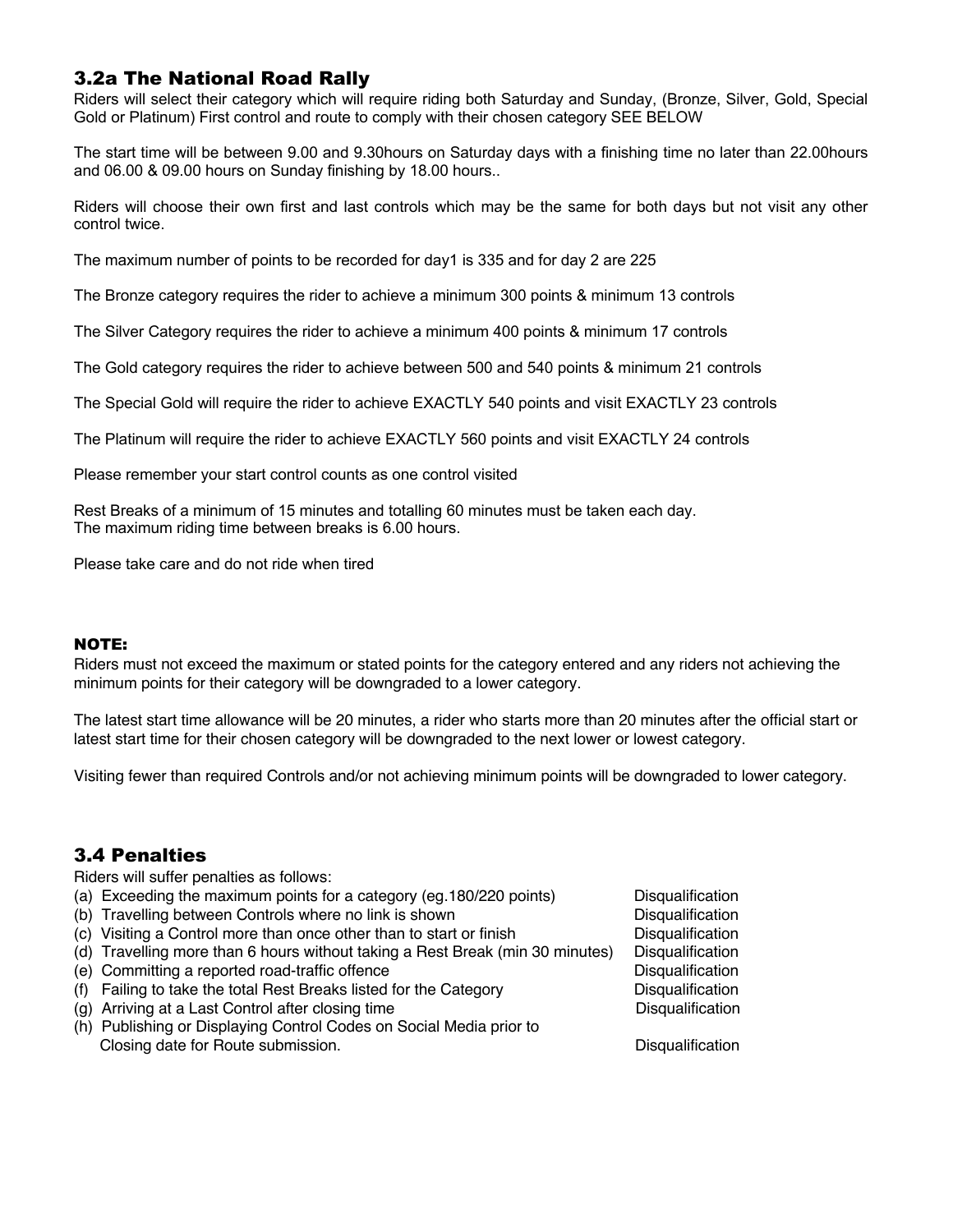## 3.2a The National Road Rally

Riders will select their category which will require riding both Saturday and Sunday, (Bronze, Silver, Gold, Special Gold or Platinum) First control and route to comply with their chosen category SEE BELOW

The start time will be between 9.00 and 9.30hours on Saturday days with a finishing time no later than 22.00hours and 06.00 & 09.00 hours on Sunday finishing by 18.00 hours..

Riders will choose their own first and last controls which may be the same for both days but not visit any other control twice.

The maximum number of points to be recorded for day1 is 335 and for day 2 are 225

The Bronze category requires the rider to achieve a minimum 300 points & minimum 13 controls

The Silver Category requires the rider to achieve a minimum 400 points & minimum 17 controls

The Gold category requires the rider to achieve between 500 and 540 points & minimum 21 controls

The Special Gold will require the rider to achieve EXACTLY 540 points and visit EXACTLY 23 controls

The Platinum will require the rider to achieve EXACTLY 560 points and visit EXACTLY 24 controls

Please remember your start control counts as one control visited

Rest Breaks of a minimum of 15 minutes and totalling 60 minutes must be taken each day.
The maximum riding time between breaks is 6.00 hours.

Please take care and do not ride when tired

**NOTE:**

Riders must not exceed the maximum or stated points for the category entered and any riders not achieving the minimum points for their category will be downgraded to a lower category.

The latest start time allowance will be 20 minutes, a rider who starts more than 20 minutes after the official start or latest start time for their chosen category will be downgraded to the next lower or lowest category.

Visiting fewer than required Controls and/or not achieving minimum points will be downgraded to lower category.

## 3.4 Penalties

Riders will suffer penalties as follows:

| | |
|---|---|
| (a) Exceeding the maximum points for a category (eg.180/220 points) | Disqualification |
| (b) Travelling between Controls where no link is shown | Disqualification |
| (c) Visiting a Control more than once other than to start or finish | Disqualification |
| (d) Travelling more than 6 hours without taking a Rest Break (min 30 minutes) | Disqualification |
| (e) Committing a reported road-traffic offence | Disqualification |
| (f) Failing to take the total Rest Breaks listed for the Category | Disqualification |
| (g) Arriving at a Last Control after closing time | Disqualification |
| (h) Publishing or Displaying Control Codes on Social Media prior to Closing date for Route submission. | Disqualification |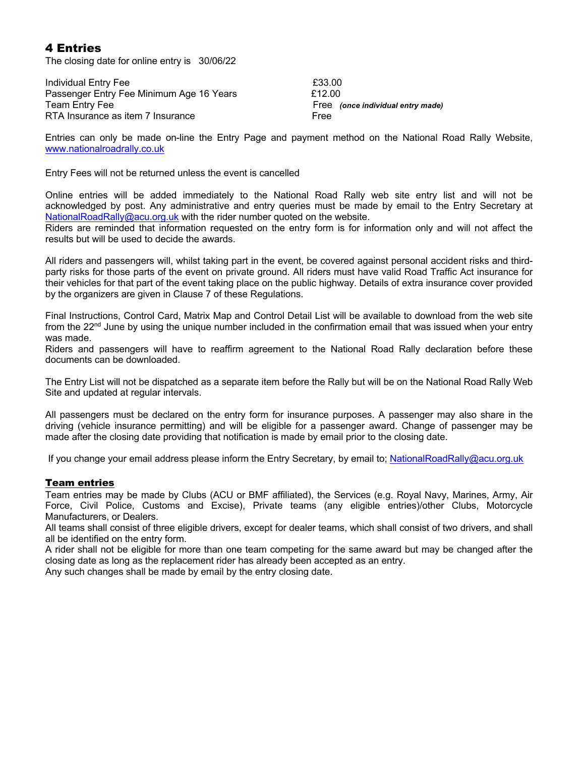## 4 Entries

The closing date for online entry is 30/06/22

| | |
|---|---|
| Individual Entry Fee | £33.00 |
| Passenger Entry Fee Minimum Age 16 Years | £12.00 |
| Team Entry Fee | Free ***(once individual entry made)*** |
| RTA Insurance as item 7 Insurance | Free |

Entries can only be made on-line the Entry Page and payment method on the National Road Rally Website, [www.nationalroadrally.co.uk](www.nationalroadrally.co.uk)

Entry Fees will not be returned unless the event is cancelled

Online entries will be added immediately to the National Road Rally web site entry list and will not be acknowledged by post. Any administrative and entry queries must be made by email to the Entry Secretary at [NationalRoadRally@acu.org.uk](mailto:NationalRoadRally@acu.org.uk) with the rider number quoted on the website.
Riders are reminded that information requested on the entry form is for information only and will not affect the results but will be used to decide the awards.

All riders and passengers will, whilst taking part in the event, be covered against personal accident risks and third-party risks for those parts of the event on private ground. All riders must have valid Road Traffic Act insurance for their vehicles for that part of the event taking place on the public highway. Details of extra insurance cover provided by the organizers are given in Clause 7 of these Regulations.

Final Instructions, Control Card, Matrix Map and Control Detail List will be available to download from the web site from the 22nd June by using the unique number included in the confirmation email that was issued when your entry was made.
Riders and passengers will have to reaffirm agreement to the National Road Rally declaration before these documents can be downloaded.

The Entry List will not be dispatched as a separate item before the Rally but will be on the National Road Rally Web Site and updated at regular intervals.

All passengers must be declared on the entry form for insurance purposes. A passenger may also share in the driving (vehicle insurance permitting) and will be eligible for a passenger award. Change of passenger may be made after the closing date providing that notification is made by email prior to the closing date.

If you change your email address please inform the Entry Secretary, by email to; [NationalRoadRally@acu.org.uk](mailto:NationalRoadRally@acu.org.uk)

### Team entries

Team entries may be made by Clubs (ACU or BMF affiliated), the Services (e.g. Royal Navy, Marines, Army, Air Force, Civil Police, Customs and Excise), Private teams (any eligible entries)/other Clubs, Motorcycle Manufacturers, or Dealers.
All teams shall consist of three eligible drivers, except for dealer teams, which shall consist of two drivers, and shall all be identified on the entry form.
A rider shall not be eligible for more than one team competing for the same award but may be changed after the closing date as long as the replacement rider has already been accepted as an entry.
Any such changes shall be made by email by the entry closing date.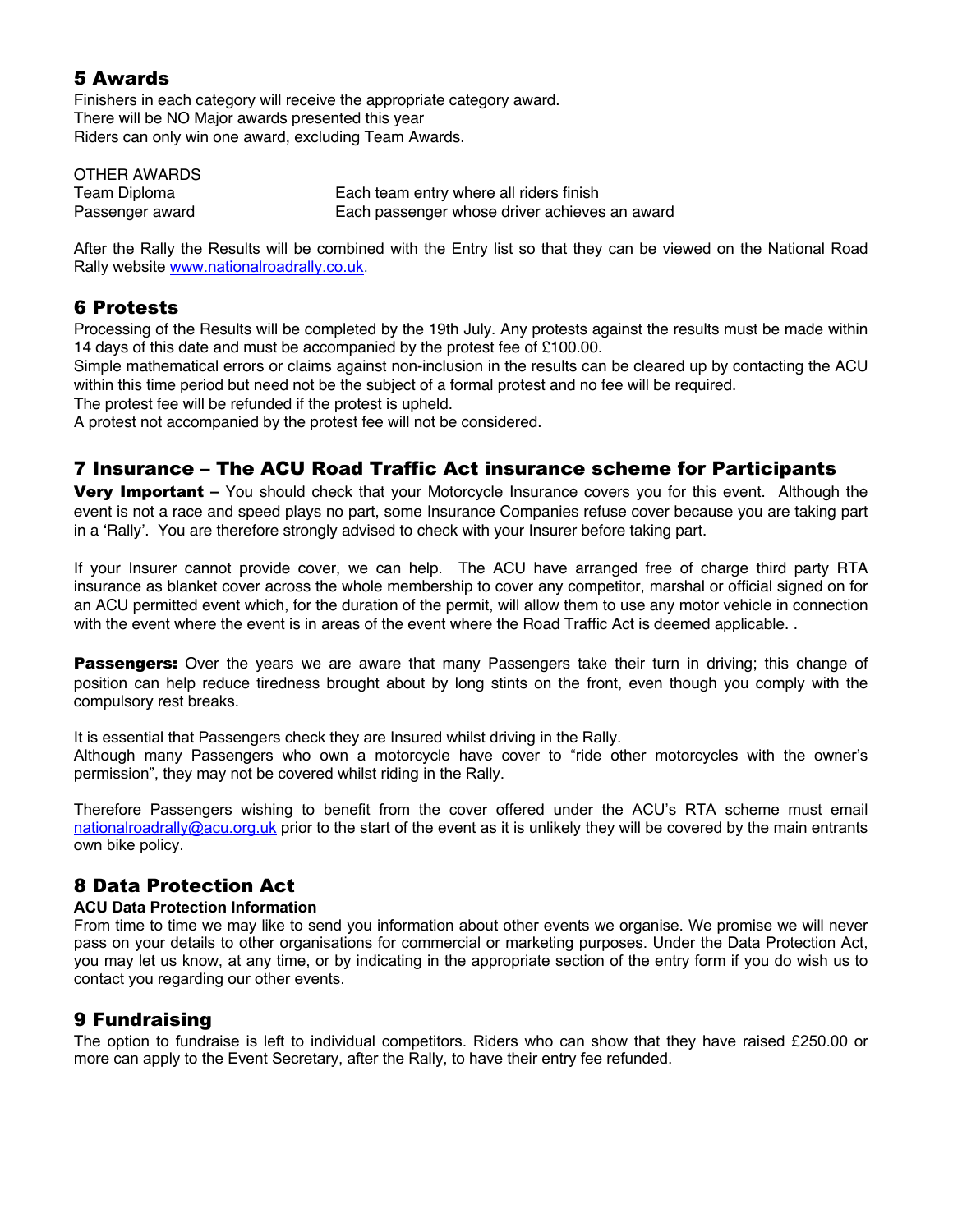## 5 Awards

Finishers in each category will receive the appropriate category award.
There will be NO Major awards presented this year
Riders can only win one award, excluding Team Awards.

OTHER AWARDS

| | |
|---|---|
| Team Diploma | Each team entry where all riders finish |
| Passenger award | Each passenger whose driver achieves an award |

After the Rally the Results will be combined with the Entry list so that they can be viewed on the National Road Rally website www.nationalroadrally.co.uk.

## 6 Protests

Processing of the Results will be completed by the 19th July. Any protests against the results must be made within 14 days of this date and must be accompanied by the protest fee of £100.00.
Simple mathematical errors or claims against non-inclusion in the results can be cleared up by contacting the ACU within this time period but need not be the subject of a formal protest and no fee will be required.
The protest fee will be refunded if the protest is upheld.
A protest not accompanied by the protest fee will not be considered.

## 7 Insurance – The ACU Road Traffic Act insurance scheme for Participants

**Very Important –** You should check that your Motorcycle Insurance covers you for this event. Although the event is not a race and speed plays no part, some Insurance Companies refuse cover because you are taking part in a 'Rally'. You are therefore strongly advised to check with your Insurer before taking part.

If your Insurer cannot provide cover, we can help. The ACU have arranged free of charge third party RTA insurance as blanket cover across the whole membership to cover any competitor, marshal or official signed on for an ACU permitted event which, for the duration of the permit, will allow them to use any motor vehicle in connection with the event where the event is in areas of the event where the Road Traffic Act is deemed applicable. .

**Passengers:** Over the years we are aware that many Passengers take their turn in driving; this change of position can help reduce tiredness brought about by long stints on the front, even though you comply with the compulsory rest breaks.

It is essential that Passengers check they are Insured whilst driving in the Rally.
Although many Passengers who own a motorcycle have cover to "ride other motorcycles with the owner's permission", they may not be covered whilst riding in the Rally.

Therefore Passengers wishing to benefit from the cover offered under the ACU's RTA scheme must email nationalroadrally@acu.org.uk prior to the start of the event as it is unlikely they will be covered by the main entrants own bike policy.

## 8 Data Protection Act

**ACU Data Protection Information**

From time to time we may like to send you information about other events we organise. We promise we will never pass on your details to other organisations for commercial or marketing purposes. Under the Data Protection Act, you may let us know, at any time, or by indicating in the appropriate section of the entry form if you do wish us to contact you regarding our other events.

## 9 Fundraising

The option to fundraise is left to individual competitors. Riders who can show that they have raised £250.00 or more can apply to the Event Secretary, after the Rally, to have their entry fee refunded.